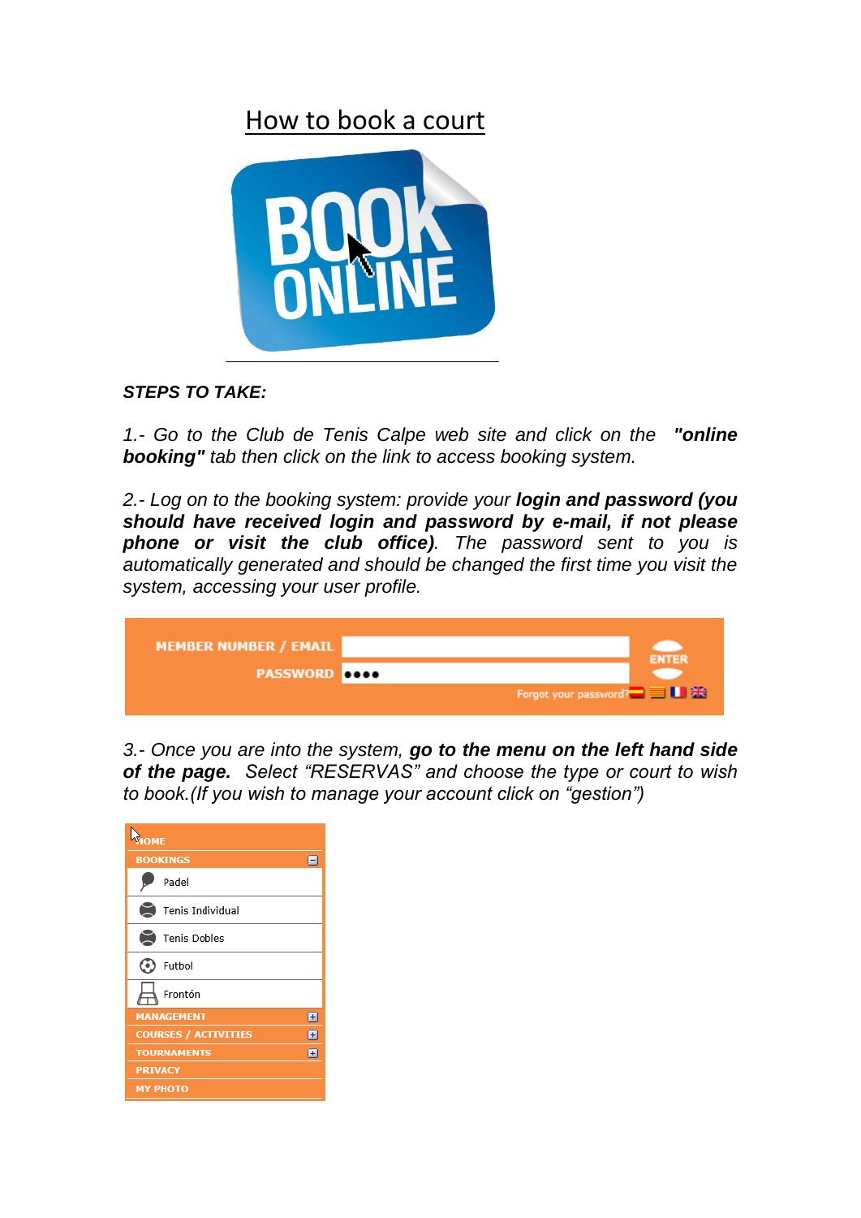# How to book a court

***STEPS TO TAKE:***

*1.- Go to the Club de Tenis Calpe web site and click on the* ***"online booking"*** *tab then click on the link to access booking system.*

*2.- Log on to the booking system: provide your* ***login and password (you should have received login and password by e-mail, if not please phone or visit the club office)****. The password sent to you is automatically generated and should be changed the first time you visit the system, accessing your user profile.*

*3.- Once you are into the system,* ***go to the menu on the left hand side of the page.*** *Select "RESERVAS" and choose the type or court to wish to book.(If you wish to manage your account click on "gestion")*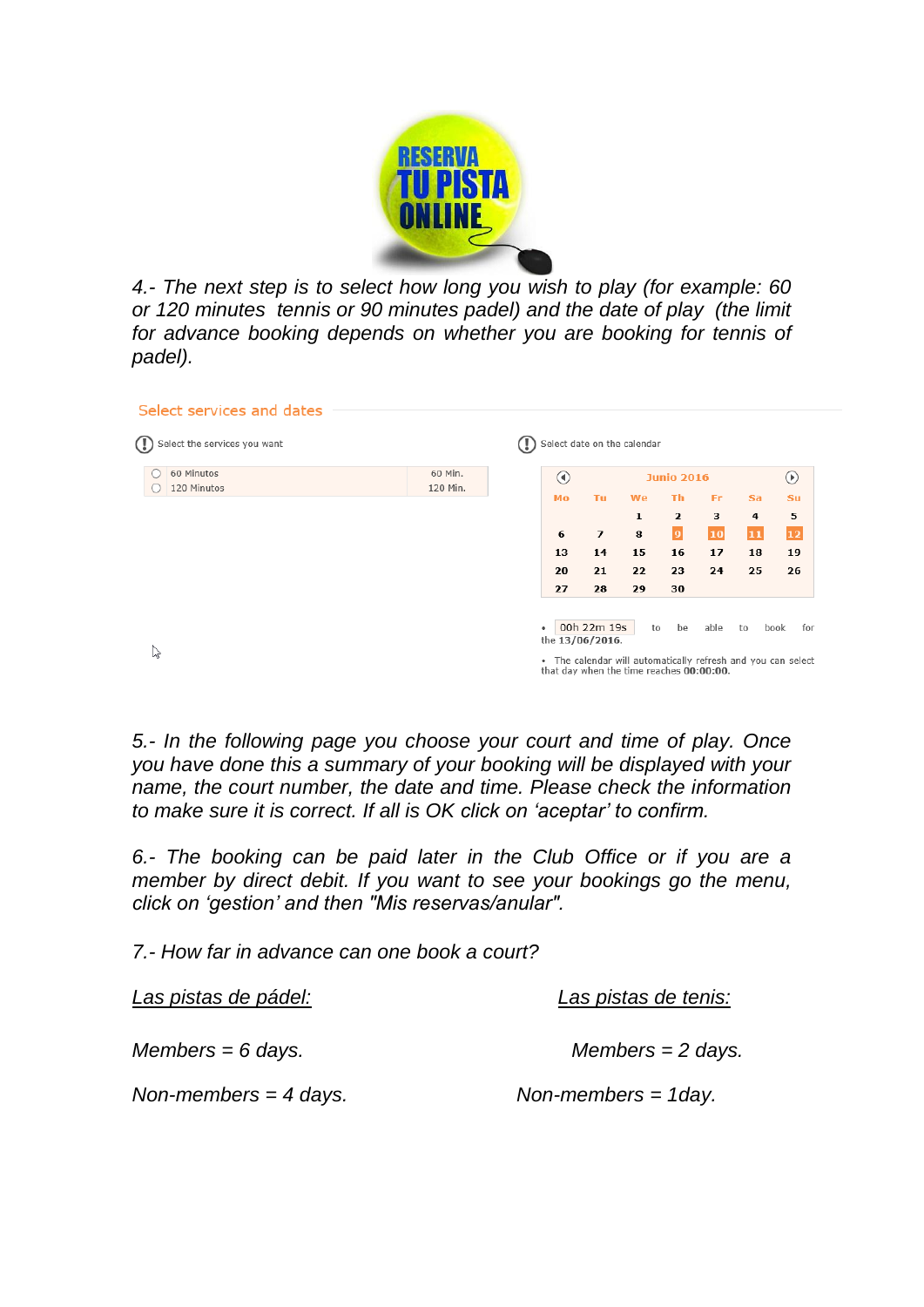*4.- The next step is to select how long you wish to play (for example: 60 or 120 minutes tennis or 90 minutes padel) and the date of play (the limit for advance booking depends on whether you are booking for tennis of padel).*

Select services and dates

Select the services you want

| | | |
|---|---|---|
| ○ | 60 Minutos | 60 Min. |
| ○ | 120 Minutos | 120 Min. |

Select date on the calendar

Junio 2016

| Mo | Tu | We | Th | Fr | Sa | Su |
|---|---|---|---|---|---|---|
| | | 1 | 2 | 3 | 4 | 5 |
| 6 | 7 | 8 | 9 | 10 | 11 | 12 |
| 13 | 14 | 15 | 16 | 17 | 18 | 19 |
| 20 | 21 | 22 | 23 | 24 | 25 | 26 |
| 27 | 28 | 29 | 30 | | | |

- 00h 22m 19s to be able to book for the 13/06/2016.
- The calendar will automatically refresh and you can select that day when the time reaches 00:00:00.

*5.- In the following page you choose your court and time of play. Once you have done this a summary of your booking will be displayed with your name, the court number, the date and time. Please check the information to make sure it is correct. If all is OK click on 'aceptar' to confirm.*

*6.- The booking can be paid later in the Club Office or if you are a member by direct debit. If you want to see your bookings go the menu, click on 'gestion' and then "Mis reservas/anular".*

*7.- How far in advance can one book a court?*

*Las pistas de pádel:*

*Members = 6 days.*

*Non-members = 4 days.*

*Las pistas de tenis:*

*Members = 2 days.*

*Non-members = 1day.*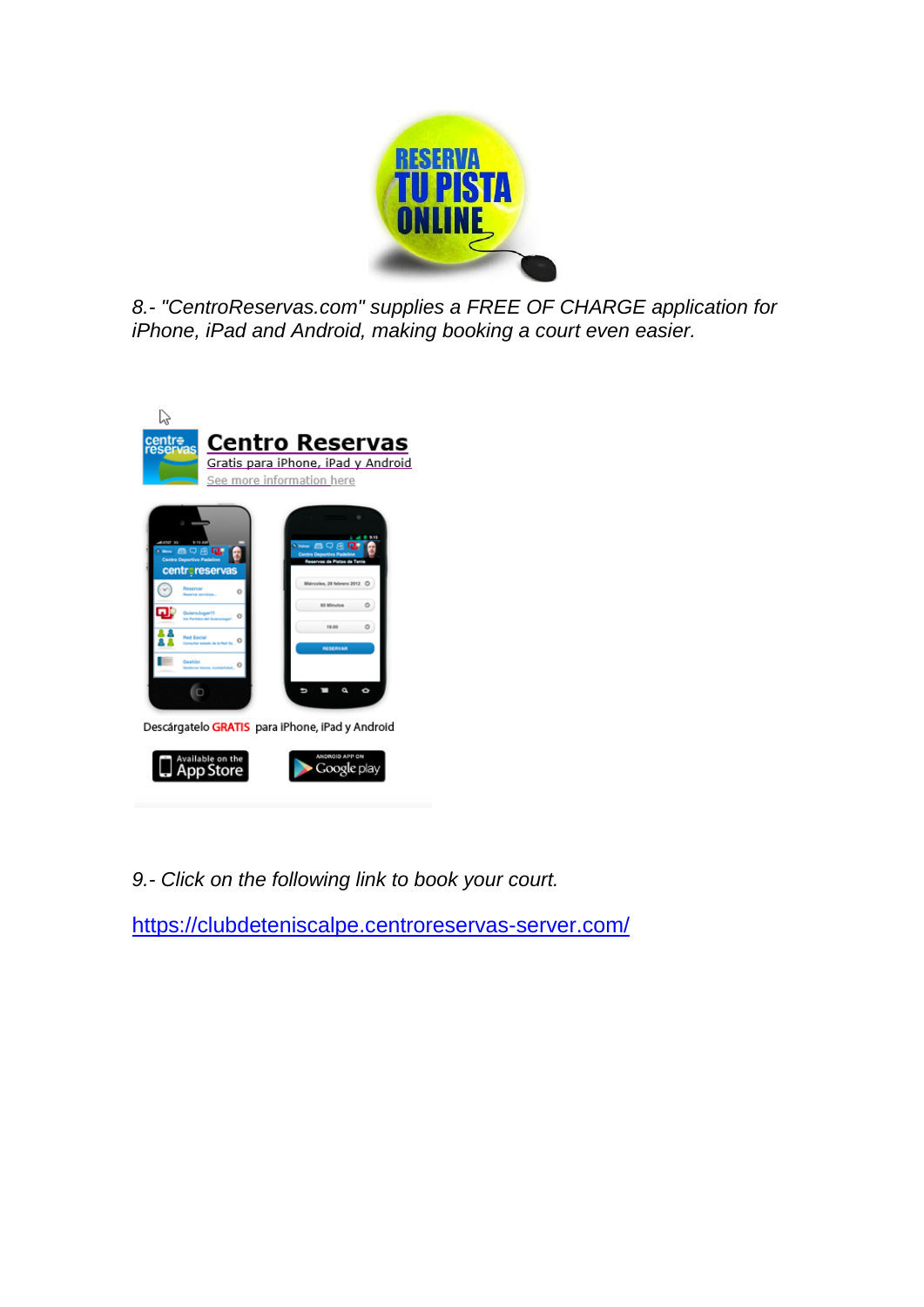*8.- "CentroReservas.com" supplies a FREE OF CHARGE application for iPhone, iPad and Android, making booking a court even easier.*

*9.- Click on the following link to book your court.*

https://clubdeteniscalpe.centroreservas-server.com/